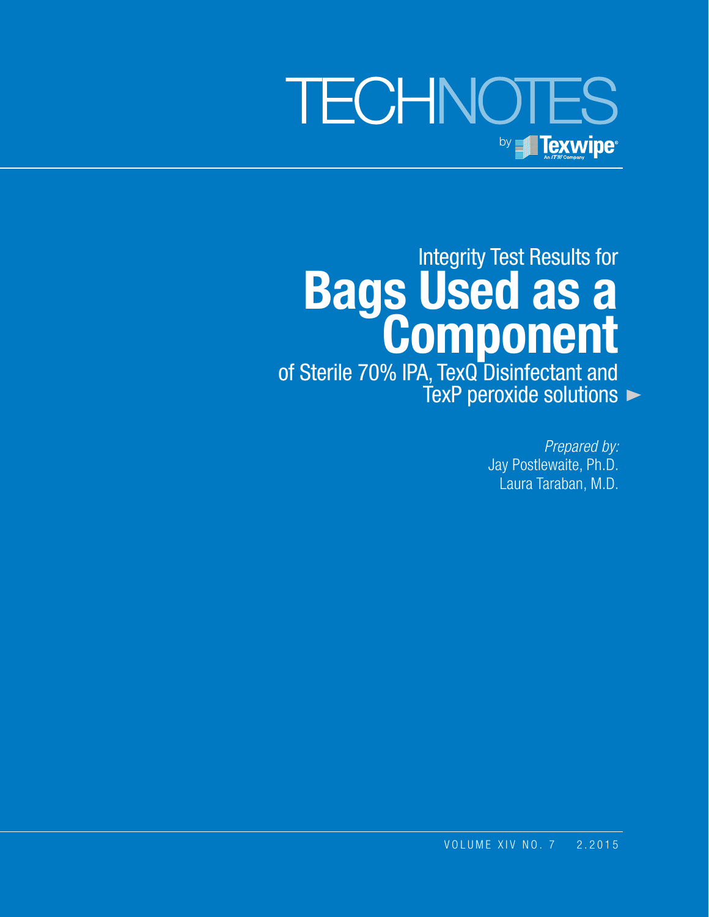# TECHNOTES

by Texwipe

An ITW Company

## Integrity Test Results for

# Bags Used as a Component

## of Sterile 70% IPA, TexQ Disinfectant and TexP peroxide solutions

*Prepared by:*

Jay Postlewaite, Ph.D.

Laura Taraban, M.D.

VOLUME XIV NO. 7 2.2015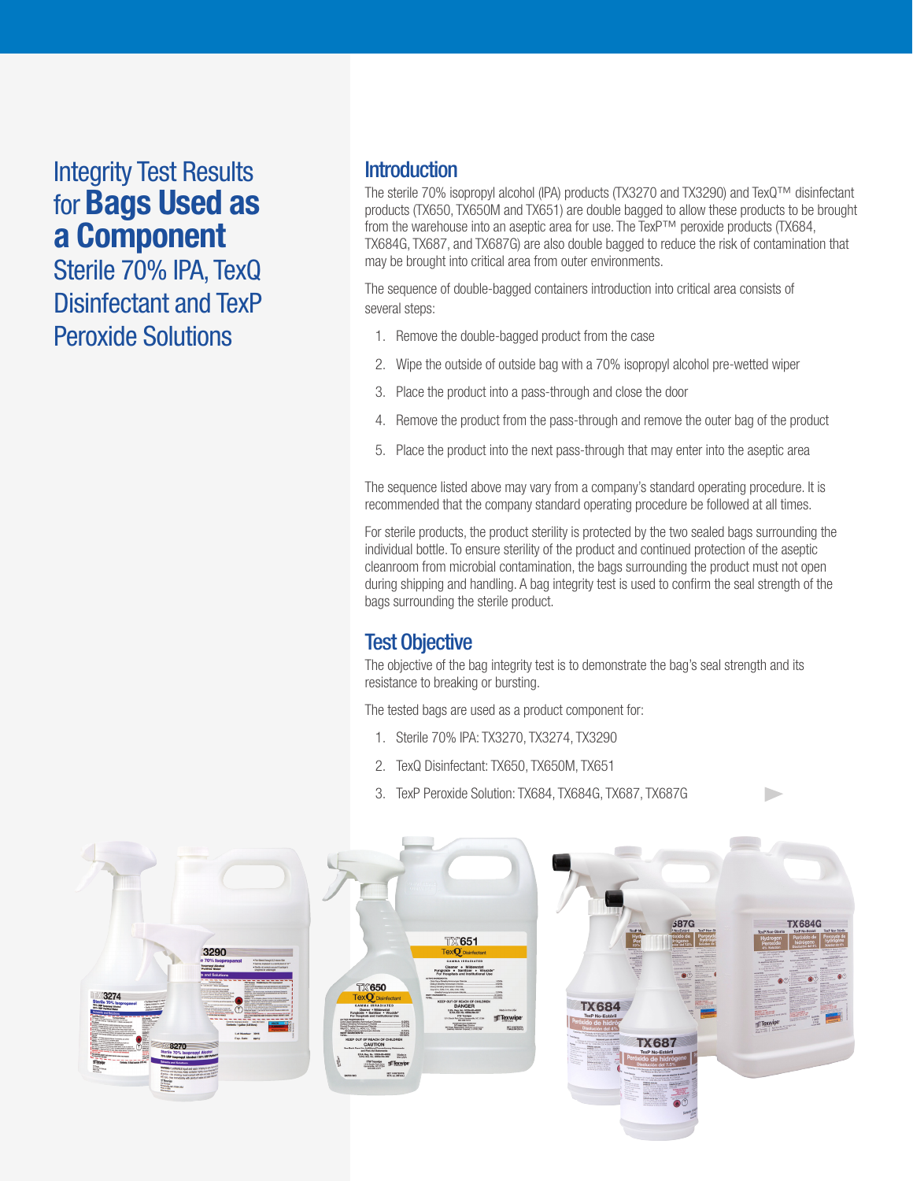# Integrity Test Results for **Bags Used as a Component** Sterile 70% IPA, TexQ Disinfectant and TexP Peroxide Solutions

## Introduction

The sterile 70% isopropyl alcohol (IPA) products (TX3270 and TX3290) and TexQ™ disinfectant products (TX650, TX650M and TX651) are double bagged to allow these products to be brought from the warehouse into an aseptic area for use. The TexP™ peroxide products (TX684, TX684G, TX687, and TX687G) are also double bagged to reduce the risk of contamination that may be brought into critical area from outer environments.

The sequence of double-bagged containers introduction into critical area consists of several steps:

1. Remove the double-bagged product from the case
2. Wipe the outside of outside bag with a 70% isopropyl alcohol pre-wetted wiper
3. Place the product into a pass-through and close the door
4. Remove the product from the pass-through and remove the outer bag of the product
5. Place the product into the next pass-through that may enter into the aseptic area

The sequence listed above may vary from a company's standard operating procedure. It is recommended that the company standard operating procedure be followed at all times.

For sterile products, the product sterility is protected by the two sealed bags surrounding the individual bottle. To ensure sterility of the product and continued protection of the aseptic cleanroom from microbial contamination, the bags surrounding the product must not open during shipping and handling. A bag integrity test is used to confirm the seal strength of the bags surrounding the sterile product.

## Test Objective

The objective of the bag integrity test is to demonstrate the bag's seal strength and its resistance to breaking or bursting.

The tested bags are used as a product component for:

1. Sterile 70% IPA: TX3270, TX3274, TX3290
2. TexQ Disinfectant: TX650, TX650M, TX651
3. TexP Peroxide Solution: TX684, TX684G, TX687, TX687G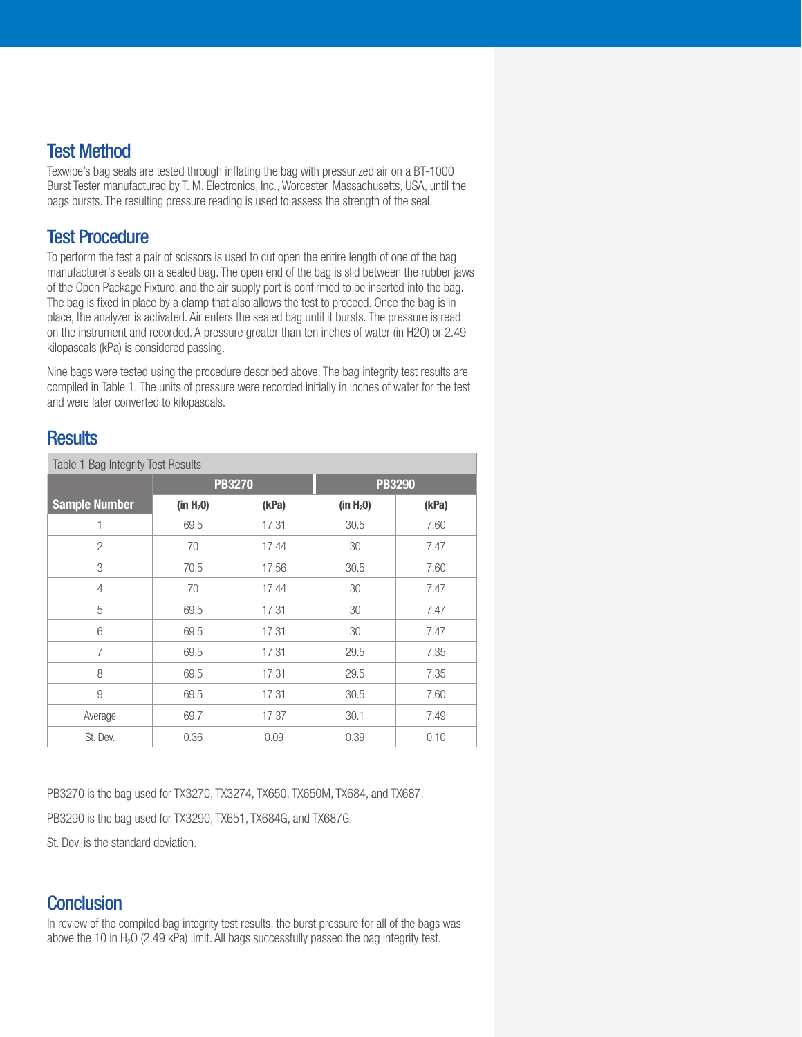## Test Method

Texwipe's bag seals are tested through inflating the bag with pressurized air on a BT-1000 Burst Tester manufactured by T. M. Electronics, Inc., Worcester, Massachusetts, USA, until the bags bursts. The resulting pressure reading is used to assess the strength of the seal.

## Test Procedure

To perform the test a pair of scissors is used to cut open the entire length of one of the bag manufacturer's seals on a sealed bag. The open end of the bag is slid between the rubber jaws of the Open Package Fixture, and the air supply port is confirmed to be inserted into the bag. The bag is fixed in place by a clamp that also allows the test to proceed. Once the bag is in place, the analyzer is activated. Air enters the sealed bag until it bursts. The pressure is read on the instrument and recorded. A pressure greater than ten inches of water (in H2O) or 2.49 kilopascals (kPa) is considered passing.

Nine bags were tested using the procedure described above. The bag integrity test results are compiled in Table 1. The units of pressure were recorded initially in inches of water for the test and were later converted to kilopascals.

## Results

Table 1 Bag Integrity Test Results

| Sample Number | PB3270 | | PB3290 | |
|---|---|---|---|---|
| | (in $H_2$0) | (kPa) | (in $H_2$0) | (kPa) |
| 1 | 69.5 | 17.31 | 30.5 | 7.60 |
| 2 | 70 | 17.44 | 30 | 7.47 |
| 3 | 70.5 | 17.56 | 30.5 | 7.60 |
| 4 | 70 | 17.44 | 30 | 7.47 |
| 5 | 69.5 | 17.31 | 30 | 7.47 |
| 6 | 69.5 | 17.31 | 30 | 7.47 |
| 7 | 69.5 | 17.31 | 29.5 | 7.35 |
| 8 | 69.5 | 17.31 | 29.5 | 7.35 |
| 9 | 69.5 | 17.31 | 30.5 | 7.60 |
| Average | 69.7 | 17.37 | 30.1 | 7.49 |
| St. Dev. | 0.36 | 0.09 | 0.39 | 0.10 |

PB3270 is the bag used for TX3270, TX3274, TX650, TX650M, TX684, and TX687.

PB3290 is the bag used for TX3290, TX651, TX684G, and TX687G.

St. Dev. is the standard deviation.

## Conclusion

In review of the compiled bag integrity test results, the burst pressure for all of the bags was above the 10 in $H_2O$ (2.49 kPa) limit. All bags successfully passed the bag integrity test.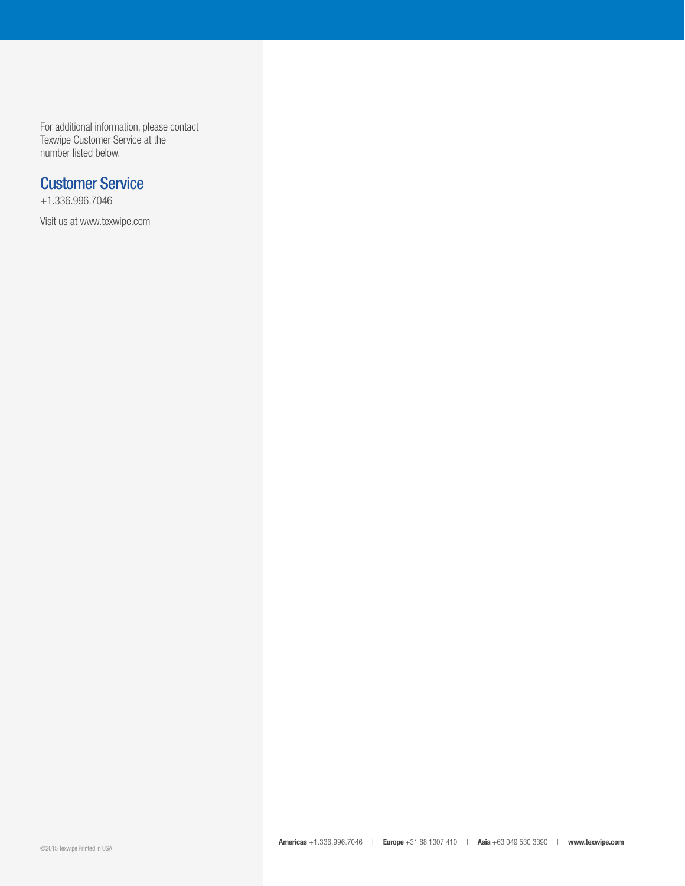For additional information, please contact Texwipe Customer Service at the number listed below.

## Customer Service

+1.336.996.7046

Visit us at www.texwipe.com

©2015 Texwipe Printed in USA

**Americas** +1.336.996.7046 | **Europe** +31 88 1307 410 | **Asia** +63 049 530 3390 | **www.texwipe.com**